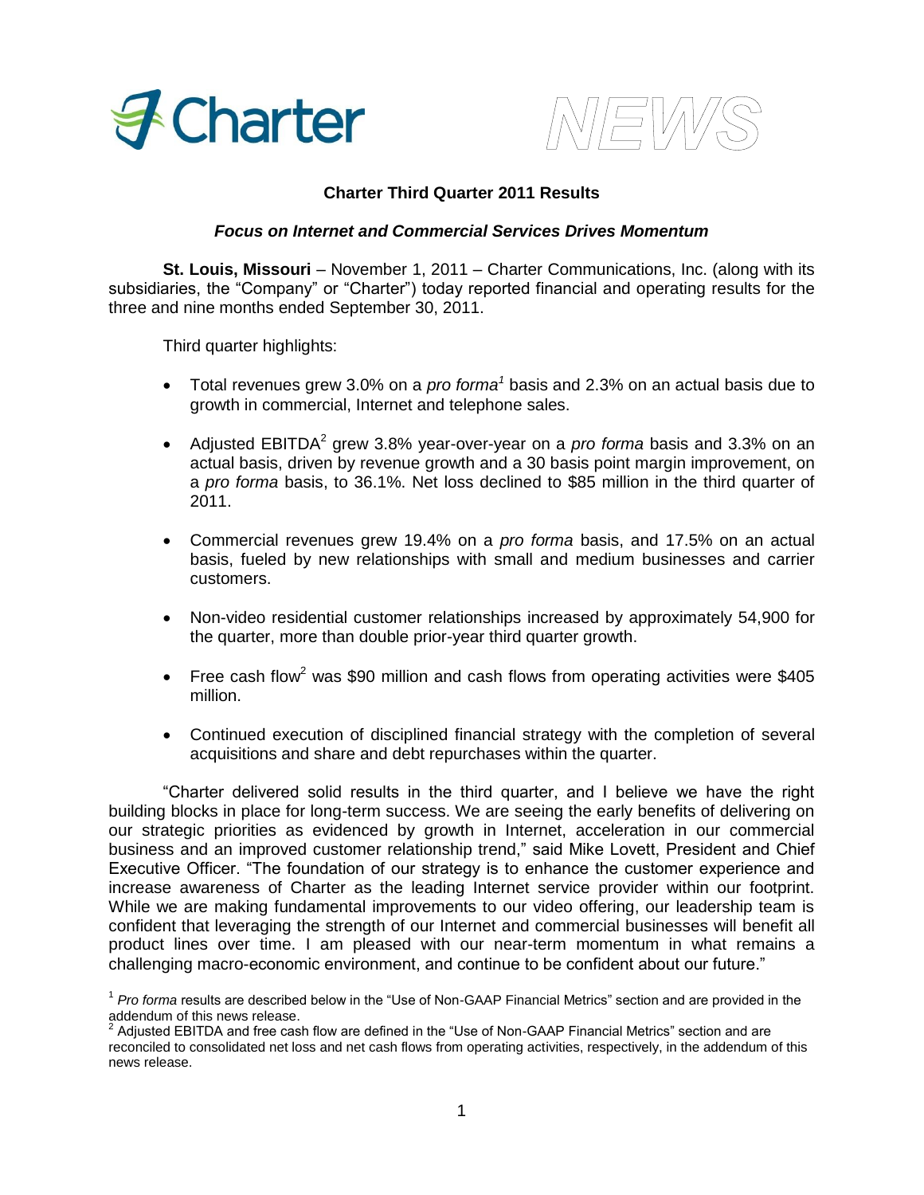Charter NEWS

## Charter Third Quarter 2011 Results

### *Focus on Internet and Commercial Services Drives Momentum*

**St. Louis, Missouri** – November 1, 2011 – Charter Communications, Inc. (along with its subsidiaries, the "Company" or "Charter") today reported financial and operating results for the three and nine months ended September 30, 2011.

Third quarter highlights:

- Total revenues grew 3.0% on a *pro forma*[1] basis and 2.3% on an actual basis due to growth in commercial, Internet and telephone sales.
- Adjusted EBITDA[2] grew 3.8% year-over-year on a *pro forma* basis and 3.3% on an actual basis, driven by revenue growth and a 30 basis point margin improvement, on a *pro forma* basis, to 36.1%. Net loss declined to $85 million in the third quarter of 2011.
- Commercial revenues grew 19.4% on a *pro forma* basis, and 17.5% on an actual basis, fueled by new relationships with small and medium businesses and carrier customers.
- Non-video residential customer relationships increased by approximately 54,900 for the quarter, more than double prior-year third quarter growth.
- Free cash flow[2] was $90 million and cash flows from operating activities were $405 million.
- Continued execution of disciplined financial strategy with the completion of several acquisitions and share and debt repurchases within the quarter.

"Charter delivered solid results in the third quarter, and I believe we have the right building blocks in place for long-term success. We are seeing the early benefits of delivering on our strategic priorities as evidenced by growth in Internet, acceleration in our commercial business and an improved customer relationship trend," said Mike Lovett, President and Chief Executive Officer. "The foundation of our strategy is to enhance the customer experience and increase awareness of Charter as the leading Internet service provider within our footprint. While we are making fundamental improvements to our video offering, our leadership team is confident that leveraging the strength of our Internet and commercial businesses will benefit all product lines over time. I am pleased with our near-term momentum in what remains a challenging macro-economic environment, and continue to be confident about our future."

[1] *Pro forma* results are described below in the "Use of Non-GAAP Financial Metrics" section and are provided in the addendum of this news release.
[2] Adjusted EBITDA and free cash flow are defined in the "Use of Non-GAAP Financial Metrics" section and are reconciled to consolidated net loss and net cash flows from operating activities, respectively, in the addendum of this news release.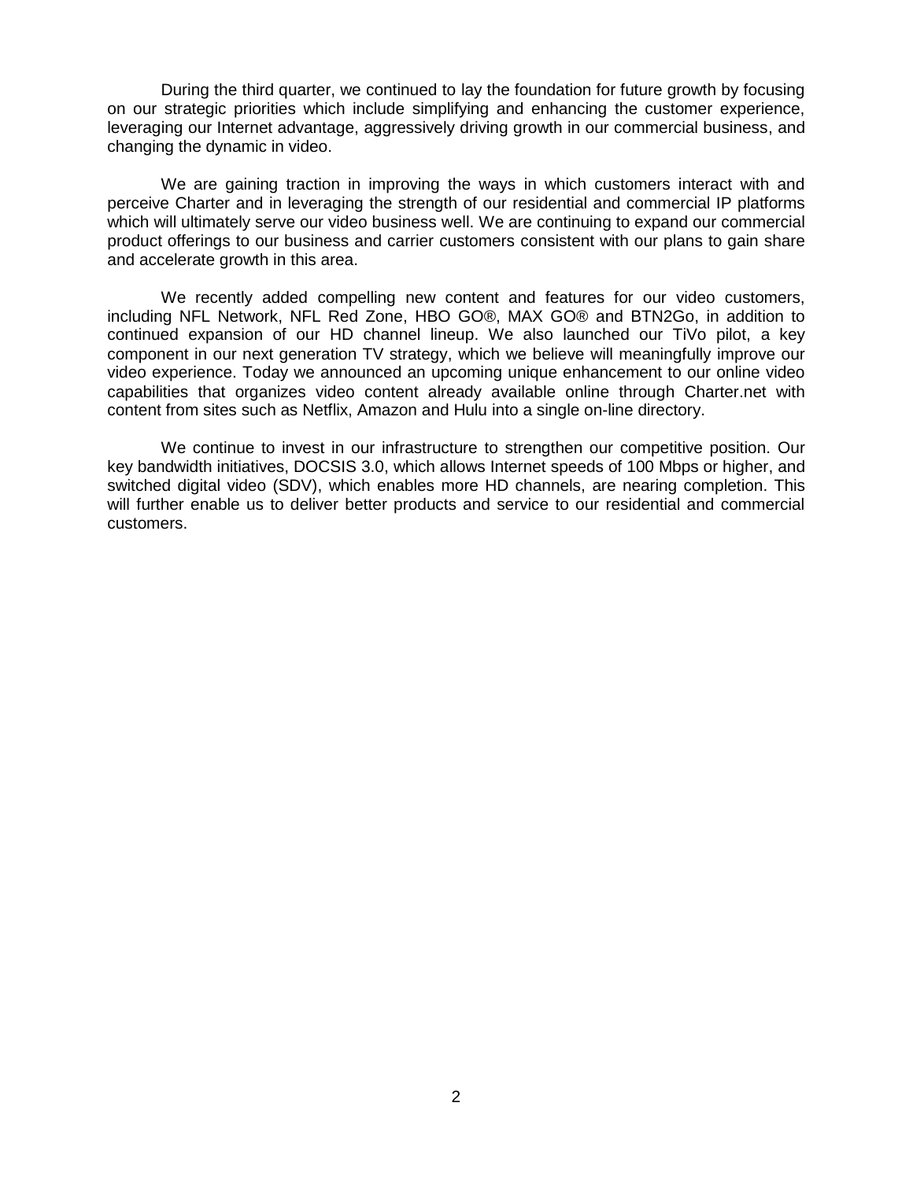During the third quarter, we continued to lay the foundation for future growth by focusing on our strategic priorities which include simplifying and enhancing the customer experience, leveraging our Internet advantage, aggressively driving growth in our commercial business, and changing the dynamic in video.

We are gaining traction in improving the ways in which customers interact with and perceive Charter and in leveraging the strength of our residential and commercial IP platforms which will ultimately serve our video business well. We are continuing to expand our commercial product offerings to our business and carrier customers consistent with our plans to gain share and accelerate growth in this area.

We recently added compelling new content and features for our video customers, including NFL Network, NFL Red Zone, HBO GO®, MAX GO® and BTN2Go, in addition to continued expansion of our HD channel lineup. We also launched our TiVo pilot, a key component in our next generation TV strategy, which we believe will meaningfully improve our video experience. Today we announced an upcoming unique enhancement to our online video capabilities that organizes video content already available online through Charter.net with content from sites such as Netflix, Amazon and Hulu into a single on-line directory.

We continue to invest in our infrastructure to strengthen our competitive position. Our key bandwidth initiatives, DOCSIS 3.0, which allows Internet speeds of 100 Mbps or higher, and switched digital video (SDV), which enables more HD channels, are nearing completion. This will further enable us to deliver better products and service to our residential and commercial customers.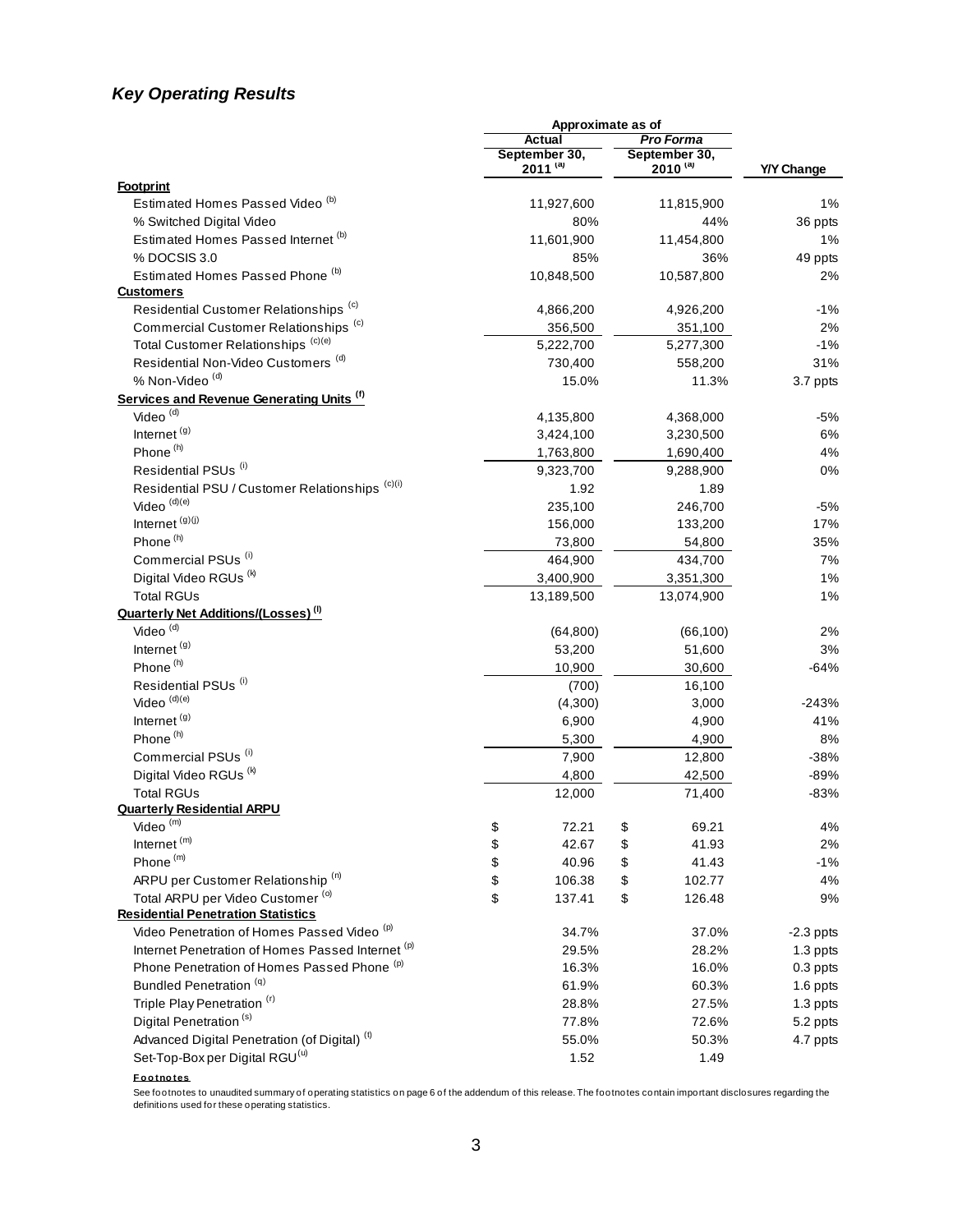## *Key Operating Results*

| | Approximate as of | | |
|---|---|---|---|
| | Actual | *Pro Forma* | |
| | September 30, 2011 [(a)] | September 30, 2010 [(a)] | Y/Y Change |
| **Footprint** | | | |
| Estimated Homes Passed Video [(b)] | 11,927,600 | 11,815,900 | 1% |
| % Switched Digital Video | 80% | 44% | 36 ppts |
| Estimated Homes Passed Internet [(b)] | 11,601,900 | 11,454,800 | 1% |
| % DOCSIS 3.0 | 85% | 36% | 49 ppts |
| Estimated Homes Passed Phone [(b)] | 10,848,500 | 10,587,800 | 2% |
| **Customers** | | | |
| Residential Customer Relationships [(c)] | 4,866,200 | 4,926,200 | -1% |
| Commercial Customer Relationships [(c)] | 356,500 | 351,100 | 2% |
| Total Customer Relationships [(c)(e)] | 5,222,700 | 5,277,300 | -1% |
| Residential Non-Video Customers [(d)] | 730,400 | 558,200 | 31% |
| % Non-Video [(d)] | 15.0% | 11.3% | 3.7 ppts |
| **Services and Revenue Generating Units [(f)]** | | | |
| Video [(d)] | 4,135,800 | 4,368,000 | -5% |
| Internet [(g)] | 3,424,100 | 3,230,500 | 6% |
| Phone [(h)] | 1,763,800 | 1,690,400 | 4% |
| Residential PSUs [(i)] | 9,323,700 | 9,288,900 | 0% |
| Residential PSU / Customer Relationships [(c)(i)] | 1.92 | 1.89 | |
| Video [(d)(e)] | 235,100 | 246,700 | -5% |
| Internet [(g)(j)] | 156,000 | 133,200 | 17% |
| Phone [(h)] | 73,800 | 54,800 | 35% |
| Commercial PSUs [(i)] | 464,900 | 434,700 | 7% |
| Digital Video RGUs [(k)] | 3,400,900 | 3,351,300 | 1% |
| Total RGUs | 13,189,500 | 13,074,900 | 1% |
| **Quarterly Net Additions/(Losses) [(l)]** | | | |
| Video [(d)] | (64,800) | (66,100) | 2% |
| Internet [(g)] | 53,200 | 51,600 | 3% |
| Phone [(h)] | 10,900 | 30,600 | -64% |
| Residential PSUs [(i)] | (700) | 16,100 | |
| Video [(d)(e)] | (4,300) | 3,000 | -243% |
| Internet [(g)] | 6,900 | 4,900 | 41% |
| Phone [(h)] | 5,300 | 4,900 | 8% |
| Commercial PSUs [(i)] | 7,900 | 12,800 | -38% |
| Digital Video RGUs [(k)] | 4,800 | 42,500 | -89% |
| Total RGUs | 12,000 | 71,400 | -83% |
| **Quarterly Residential ARPU** | | | |
| Video [(m)] | $ 72.21 | $ 69.21 | 4% |
| Internet [(m)] | $ 42.67 | $ 41.93 | 2% |
| Phone [(m)] | $ 40.96 | $ 41.43 | -1% |
| ARPU per Customer Relationship [(n)] | $ 106.38 | $ 102.77 | 4% |
| Total ARPU per Video Customer [(o)] | $ 137.41 | $ 126.48 | 9% |
| **Residential Penetration Statistics** | | | |
| Video Penetration of Homes Passed Video [(p)] | 34.7% | 37.0% | -2.3 ppts |
| Internet Penetration of Homes Passed Internet [(p)] | 29.5% | 28.2% | 1.3 ppts |
| Phone Penetration of Homes Passed Phone [(p)] | 16.3% | 16.0% | 0.3 ppts |
| Bundled Penetration [(q)] | 61.9% | 60.3% | 1.6 ppts |
| Triple Play Penetration [(r)] | 28.8% | 27.5% | 1.3 ppts |
| Digital Penetration [(s)] | 77.8% | 72.6% | 5.2 ppts |
| Advanced Digital Penetration (of Digital) [(t)] | 55.0% | 50.3% | 4.7 ppts |
| Set-Top-Box per Digital RGU [(u)] | 1.52 | 1.49 | |

**Footnotes**

See footnotes to unaudited summary of operating statistics on page 6 of the addendum of this release. The footnotes contain important disclosures regarding the definitions used for these operating statistics.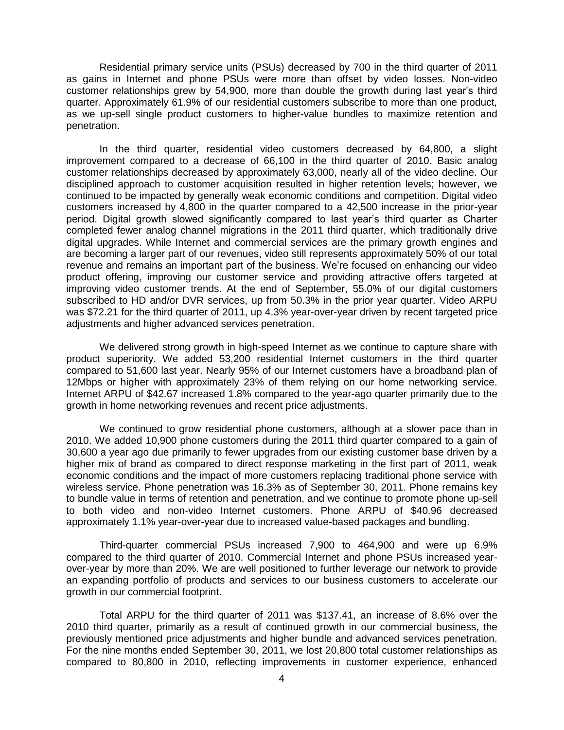Residential primary service units (PSUs) decreased by 700 in the third quarter of 2011 as gains in Internet and phone PSUs were more than offset by video losses. Non-video customer relationships grew by 54,900, more than double the growth during last year's third quarter. Approximately 61.9% of our residential customers subscribe to more than one product, as we up-sell single product customers to higher-value bundles to maximize retention and penetration.

In the third quarter, residential video customers decreased by 64,800, a slight improvement compared to a decrease of 66,100 in the third quarter of 2010. Basic analog customer relationships decreased by approximately 63,000, nearly all of the video decline. Our disciplined approach to customer acquisition resulted in higher retention levels; however, we continued to be impacted by generally weak economic conditions and competition. Digital video customers increased by 4,800 in the quarter compared to a 42,500 increase in the prior-year period. Digital growth slowed significantly compared to last year's third quarter as Charter completed fewer analog channel migrations in the 2011 third quarter, which traditionally drive digital upgrades. While Internet and commercial services are the primary growth engines and are becoming a larger part of our revenues, video still represents approximately 50% of our total revenue and remains an important part of the business. We're focused on enhancing our video product offering, improving our customer service and providing attractive offers targeted at improving video customer trends. At the end of September, 55.0% of our digital customers subscribed to HD and/or DVR services, up from 50.3% in the prior year quarter. Video ARPU was $72.21 for the third quarter of 2011, up 4.3% year-over-year driven by recent targeted price adjustments and higher advanced services penetration.

We delivered strong growth in high-speed Internet as we continue to capture share with product superiority. We added 53,200 residential Internet customers in the third quarter compared to 51,600 last year. Nearly 95% of our Internet customers have a broadband plan of 12Mbps or higher with approximately 23% of them relying on our home networking service. Internet ARPU of $42.67 increased 1.8% compared to the year-ago quarter primarily due to the growth in home networking revenues and recent price adjustments.

We continued to grow residential phone customers, although at a slower pace than in 2010. We added 10,900 phone customers during the 2011 third quarter compared to a gain of 30,600 a year ago due primarily to fewer upgrades from our existing customer base driven by a higher mix of brand as compared to direct response marketing in the first part of 2011, weak economic conditions and the impact of more customers replacing traditional phone service with wireless service. Phone penetration was 16.3% as of September 30, 2011. Phone remains key to bundle value in terms of retention and penetration, and we continue to promote phone up-sell to both video and non-video Internet customers. Phone ARPU of $40.96 decreased approximately 1.1% year-over-year due to increased value-based packages and bundling.

Third-quarter commercial PSUs increased 7,900 to 464,900 and were up 6.9% compared to the third quarter of 2010. Commercial Internet and phone PSUs increased year-over-year by more than 20%. We are well positioned to further leverage our network to provide an expanding portfolio of products and services to our business customers to accelerate our growth in our commercial footprint.

Total ARPU for the third quarter of 2011 was $137.41, an increase of 8.6% over the 2010 third quarter, primarily as a result of continued growth in our commercial business, the previously mentioned price adjustments and higher bundle and advanced services penetration. For the nine months ended September 30, 2011, we lost 20,800 total customer relationships as compared to 80,800 in 2010, reflecting improvements in customer experience, enhanced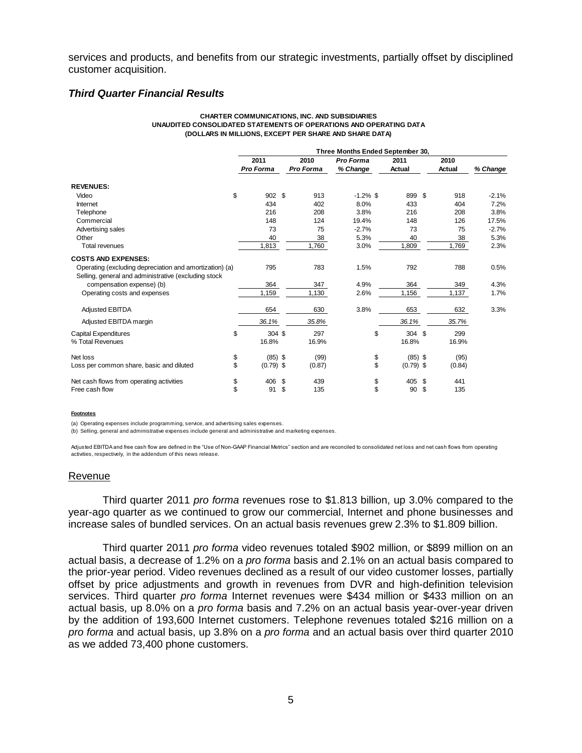services and products, and benefits from our strategic investments, partially offset by disciplined customer acquisition.

### *Third Quarter Financial Results*

**CHARTER COMMUNICATIONS, INC. AND SUBSIDIARIES**
**UNAUDITED CONSOLIDATED STATEMENTS OF OPERATIONS AND OPERATING DATA**
**(DOLLARS IN MILLIONS, EXCEPT PER SHARE AND SHARE DATA)**

| | Three Months Ended September 30, | | | | | |
|---|---|---|---|---|---|---|
| | 2011 *Pro Forma* | 2010 *Pro Forma* | *Pro Forma % Change* | 2011 Actual | 2010 Actual | *% Change* |
| **REVENUES:** | | | | | | |
| Video | $ 902 | $ 913 | -1.2% | $ 899 | $ 918 | -2.1% |
| Internet | 434 | 402 | 8.0% | 433 | 404 | 7.2% |
| Telephone | 216 | 208 | 3.8% | 216 | 208 | 3.8% |
| Commercial | 148 | 124 | 19.4% | 148 | 126 | 17.5% |
| Advertising sales | 73 | 75 | -2.7% | 73 | 75 | -2.7% |
| Other | 40 | 38 | 5.3% | 40 | 38 | 5.3% |
| Total revenues | 1,813 | 1,760 | 3.0% | 1,809 | 1,769 | 2.3% |
| **COSTS AND EXPENSES:** | | | | | | |
| Operating (excluding depreciation and amortization) (a) | 795 | 783 | 1.5% | 792 | 788 | 0.5% |
| Selling, general and administrative (excluding stock compensation expense) (b) | 364 | 347 | 4.9% | 364 | 349 | 4.3% |
| Operating costs and expenses | 1,159 | 1,130 | 2.6% | 1,156 | 1,137 | 1.7% |
| Adjusted EBITDA | 654 | 630 | 3.8% | 653 | 632 | 3.3% |
| Adjusted EBITDA margin | *36.1%* | *35.8%* | | *36.1%* | *35.7%* | |
| Capital Expenditures | $ 304 | $ 297 | | $ 304 | $ 299 | |
| % Total Revenues | 16.8% | 16.9% | | 16.8% | 16.9% | |
| Net loss | $ (85) | $ (99) | | $ (85) | $ (95) | |
| Loss per common share, basic and diluted | $ (0.79) | $ (0.87) | | $ (0.79) | $ (0.84) | |
| Net cash flows from operating activities | $ 406 | $ 439 | | $ 405 | $ 441 | |
| Free cash flow | $ 91 | $ 135 | | $ 90 | $ 135 | |

**Footnotes**

(a) Operating expenses include programming, service, and advertising sales expenses.
(b) Selling, general and administrative expenses include general and administrative and marketing expenses.

Adjusted EBITDA and free cash flow are defined in the "Use of Non-GAAP Financial Metrics" section and are reconciled to consolidated net loss and net cash flows from operating activities, respectively, in the addendum of this news release.

## Revenue

Third quarter 2011 *pro forma* revenues rose to $1.813 billion, up 3.0% compared to the year-ago quarter as we continued to grow our commercial, Internet and phone businesses and increase sales of bundled services. On an actual basis revenues grew 2.3% to $1.809 billion.

Third quarter 2011 *pro forma* video revenues totaled $902 million, or $899 million on an actual basis, a decrease of 1.2% on a *pro forma* basis and 2.1% on an actual basis compared to the prior-year period. Video revenues declined as a result of our video customer losses, partially offset by price adjustments and growth in revenues from DVR and high-definition television services. Third quarter *pro forma* Internet revenues were $434 million or $433 million on an actual basis, up 8.0% on a *pro forma* basis and 7.2% on an actual basis year-over-year driven by the addition of 193,600 Internet customers. Telephone revenues totaled $216 million on a *pro forma* and actual basis, up 3.8% on a *pro forma* and an actual basis over third quarter 2010 as we added 73,400 phone customers.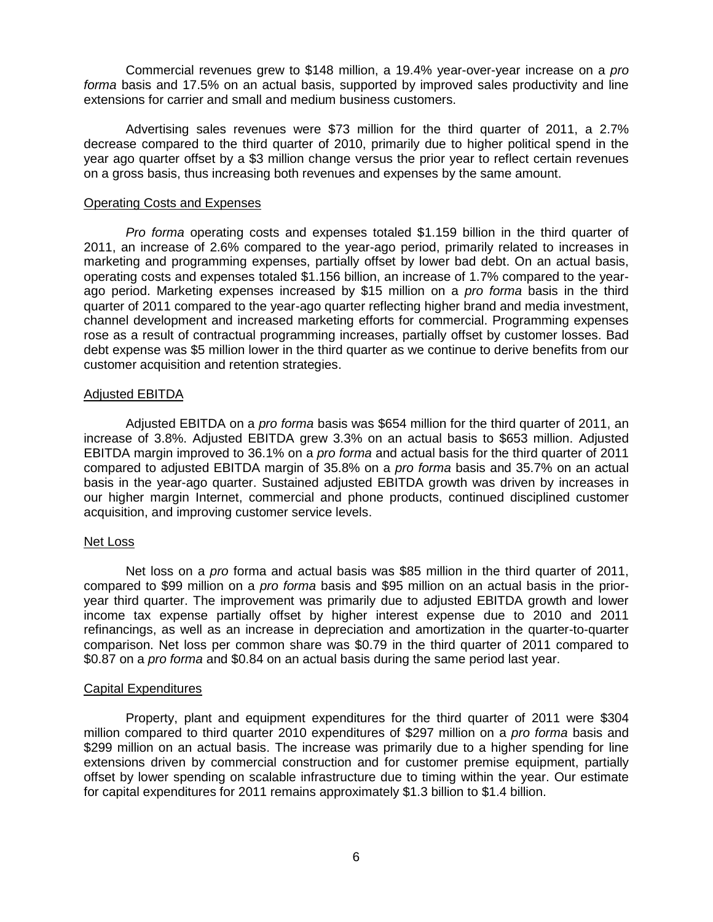Commercial revenues grew to $148 million, a 19.4% year-over-year increase on a *pro forma* basis and 17.5% on an actual basis, supported by improved sales productivity and line extensions for carrier and small and medium business customers.

Advertising sales revenues were $73 million for the third quarter of 2011, a 2.7% decrease compared to the third quarter of 2010, primarily due to higher political spend in the year ago quarter offset by a $3 million change versus the prior year to reflect certain revenues on a gross basis, thus increasing both revenues and expenses by the same amount.

Operating Costs and Expenses

*Pro forma* operating costs and expenses totaled $1.159 billion in the third quarter of 2011, an increase of 2.6% compared to the year-ago period, primarily related to increases in marketing and programming expenses, partially offset by lower bad debt. On an actual basis, operating costs and expenses totaled $1.156 billion, an increase of 1.7% compared to the year-ago period. Marketing expenses increased by $15 million on a *pro forma* basis in the third quarter of 2011 compared to the year-ago quarter reflecting higher brand and media investment, channel development and increased marketing efforts for commercial. Programming expenses rose as a result of contractual programming increases, partially offset by customer losses. Bad debt expense was $5 million lower in the third quarter as we continue to derive benefits from our customer acquisition and retention strategies.

Adjusted EBITDA

Adjusted EBITDA on a *pro forma* basis was $654 million for the third quarter of 2011, an increase of 3.8%. Adjusted EBITDA grew 3.3% on an actual basis to $653 million. Adjusted EBITDA margin improved to 36.1% on a *pro forma* and actual basis for the third quarter of 2011 compared to adjusted EBITDA margin of 35.8% on a *pro forma* basis and 35.7% on an actual basis in the year-ago quarter. Sustained adjusted EBITDA growth was driven by increases in our higher margin Internet, commercial and phone products, continued disciplined customer acquisition, and improving customer service levels.

Net Loss

Net loss on a *pro* forma and actual basis was $85 million in the third quarter of 2011, compared to $99 million on a *pro forma* basis and $95 million on an actual basis in the prior-year third quarter. The improvement was primarily due to adjusted EBITDA growth and lower income tax expense partially offset by higher interest expense due to 2010 and 2011 refinancings, as well as an increase in depreciation and amortization in the quarter-to-quarter comparison. Net loss per common share was $0.79 in the third quarter of 2011 compared to $0.87 on a *pro forma* and $0.84 on an actual basis during the same period last year.

Capital Expenditures

Property, plant and equipment expenditures for the third quarter of 2011 were $304 million compared to third quarter 2010 expenditures of $297 million on a *pro forma* basis and $299 million on an actual basis. The increase was primarily due to a higher spending for line extensions driven by commercial construction and for customer premise equipment, partially offset by lower spending on scalable infrastructure due to timing within the year. Our estimate for capital expenditures for 2011 remains approximately $1.3 billion to $1.4 billion.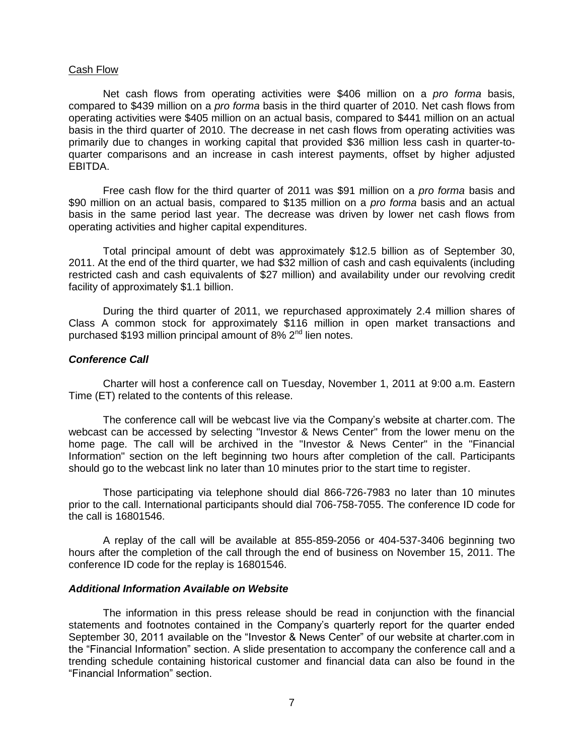Cash Flow

Net cash flows from operating activities were \$406 million on a *pro forma* basis, compared to \$439 million on a *pro forma* basis in the third quarter of 2010. Net cash flows from operating activities were \$405 million on an actual basis, compared to \$441 million on an actual basis in the third quarter of 2010. The decrease in net cash flows from operating activities was primarily due to changes in working capital that provided \$36 million less cash in quarter-to-quarter comparisons and an increase in cash interest payments, offset by higher adjusted EBITDA.

Free cash flow for the third quarter of 2011 was \$91 million on a *pro forma* basis and \$90 million on an actual basis, compared to \$135 million on a *pro forma* basis and an actual basis in the same period last year. The decrease was driven by lower net cash flows from operating activities and higher capital expenditures.

Total principal amount of debt was approximately \$12.5 billion as of September 30, 2011. At the end of the third quarter, we had \$32 million of cash and cash equivalents (including restricted cash and cash equivalents of \$27 million) and availability under our revolving credit facility of approximately \$1.1 billion.

During the third quarter of 2011, we repurchased approximately 2.4 million shares of Class A common stock for approximately \$116 million in open market transactions and purchased \$193 million principal amount of 8% 2nd lien notes.

### *Conference Call*

Charter will host a conference call on Tuesday, November 1, 2011 at 9:00 a.m. Eastern Time (ET) related to the contents of this release.

The conference call will be webcast live via the Company's website at charter.com. The webcast can be accessed by selecting "Investor & News Center" from the lower menu on the home page. The call will be archived in the "Investor & News Center" in the "Financial Information" section on the left beginning two hours after completion of the call. Participants should go to the webcast link no later than 10 minutes prior to the start time to register.

Those participating via telephone should dial 866-726-7983 no later than 10 minutes prior to the call. International participants should dial 706-758-7055. The conference ID code for the call is 16801546.

A replay of the call will be available at 855-859-2056 or 404-537-3406 beginning two hours after the completion of the call through the end of business on November 15, 2011. The conference ID code for the replay is 16801546.

### *Additional Information Available on Website*

The information in this press release should be read in conjunction with the financial statements and footnotes contained in the Company's quarterly report for the quarter ended September 30, 2011 available on the "Investor & News Center" of our website at charter.com in the "Financial Information" section. A slide presentation to accompany the conference call and a trending schedule containing historical customer and financial data can also be found in the "Financial Information" section.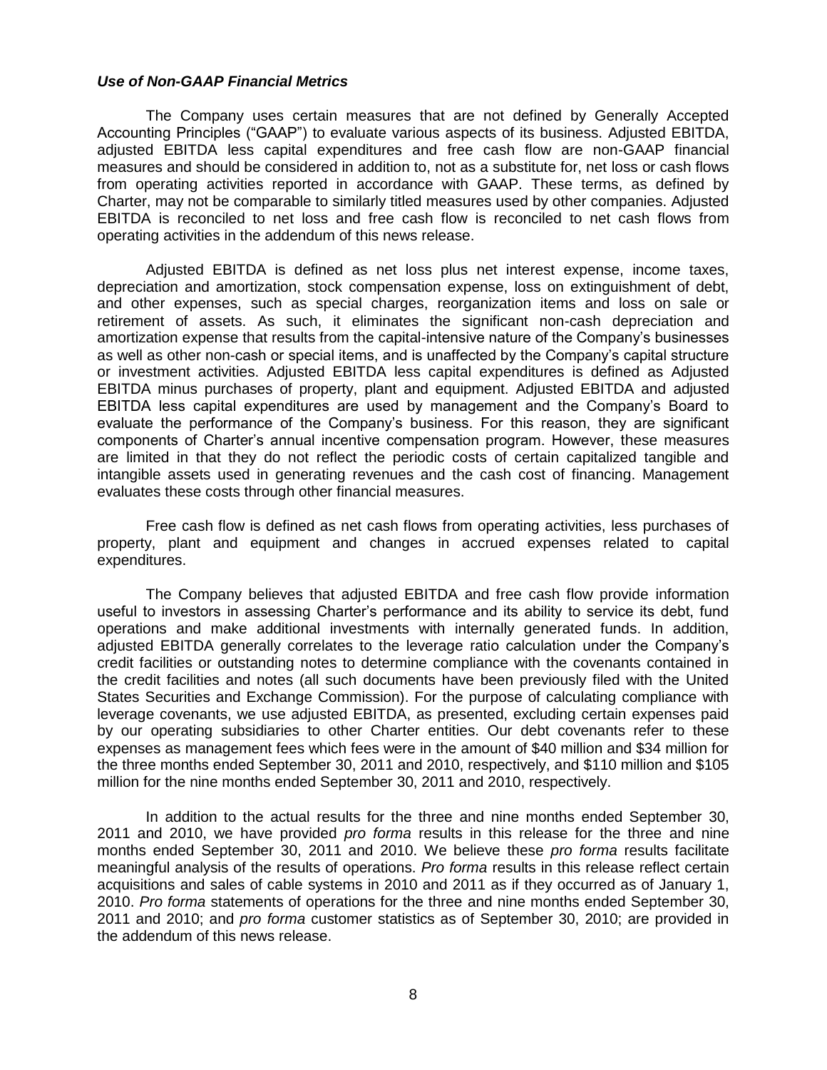### *Use of Non-GAAP Financial Metrics*

The Company uses certain measures that are not defined by Generally Accepted Accounting Principles ("GAAP") to evaluate various aspects of its business. Adjusted EBITDA, adjusted EBITDA less capital expenditures and free cash flow are non-GAAP financial measures and should be considered in addition to, not as a substitute for, net loss or cash flows from operating activities reported in accordance with GAAP. These terms, as defined by Charter, may not be comparable to similarly titled measures used by other companies. Adjusted EBITDA is reconciled to net loss and free cash flow is reconciled to net cash flows from operating activities in the addendum of this news release.

Adjusted EBITDA is defined as net loss plus net interest expense, income taxes, depreciation and amortization, stock compensation expense, loss on extinguishment of debt, and other expenses, such as special charges, reorganization items and loss on sale or retirement of assets. As such, it eliminates the significant non-cash depreciation and amortization expense that results from the capital-intensive nature of the Company's businesses as well as other non-cash or special items, and is unaffected by the Company's capital structure or investment activities. Adjusted EBITDA less capital expenditures is defined as Adjusted EBITDA minus purchases of property, plant and equipment. Adjusted EBITDA and adjusted EBITDA less capital expenditures are used by management and the Company's Board to evaluate the performance of the Company's business. For this reason, they are significant components of Charter's annual incentive compensation program. However, these measures are limited in that they do not reflect the periodic costs of certain capitalized tangible and intangible assets used in generating revenues and the cash cost of financing. Management evaluates these costs through other financial measures.

Free cash flow is defined as net cash flows from operating activities, less purchases of property, plant and equipment and changes in accrued expenses related to capital expenditures.

The Company believes that adjusted EBITDA and free cash flow provide information useful to investors in assessing Charter's performance and its ability to service its debt, fund operations and make additional investments with internally generated funds. In addition, adjusted EBITDA generally correlates to the leverage ratio calculation under the Company's credit facilities or outstanding notes to determine compliance with the covenants contained in the credit facilities and notes (all such documents have been previously filed with the United States Securities and Exchange Commission). For the purpose of calculating compliance with leverage covenants, we use adjusted EBITDA, as presented, excluding certain expenses paid by our operating subsidiaries to other Charter entities. Our debt covenants refer to these expenses as management fees which fees were in the amount of $40 million and $34 million for the three months ended September 30, 2011 and 2010, respectively, and $110 million and $105 million for the nine months ended September 30, 2011 and 2010, respectively.

In addition to the actual results for the three and nine months ended September 30, 2011 and 2010, we have provided *pro forma* results in this release for the three and nine months ended September 30, 2011 and 2010. We believe these *pro forma* results facilitate meaningful analysis of the results of operations. *Pro forma* results in this release reflect certain acquisitions and sales of cable systems in 2010 and 2011 as if they occurred as of January 1, 2010. *Pro forma* statements of operations for the three and nine months ended September 30, 2011 and 2010; and *pro forma* customer statistics as of September 30, 2010; are provided in the addendum of this news release.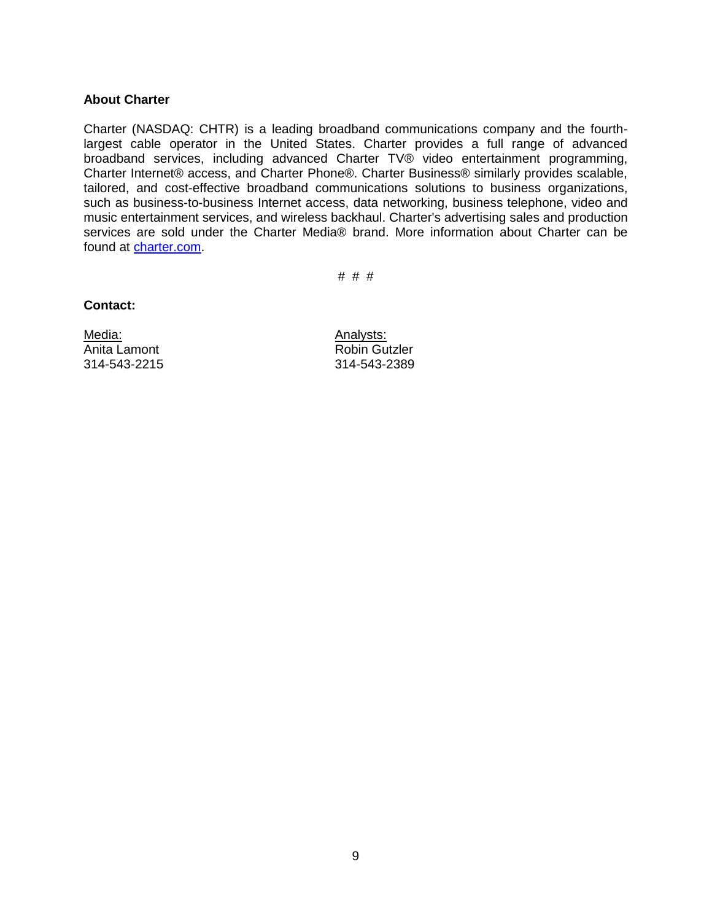**About Charter**

Charter (NASDAQ: CHTR) is a leading broadband communications company and the fourth-largest cable operator in the United States. Charter provides a full range of advanced broadband services, including advanced Charter TV® video entertainment programming, Charter Internet® access, and Charter Phone®. Charter Business® similarly provides scalable, tailored, and cost-effective broadband communications solutions to business organizations, such as business-to-business Internet access, data networking, business telephone, video and music entertainment services, and wireless backhaul. Charter's advertising sales and production services are sold under the Charter Media® brand. More information about Charter can be found at charter.com.

# # #

**Contact:**

| Media: | Analysts: |
|---|---|
| Anita Lamont | Robin Gutzler |
| 314-543-2215 | 314-543-2389 |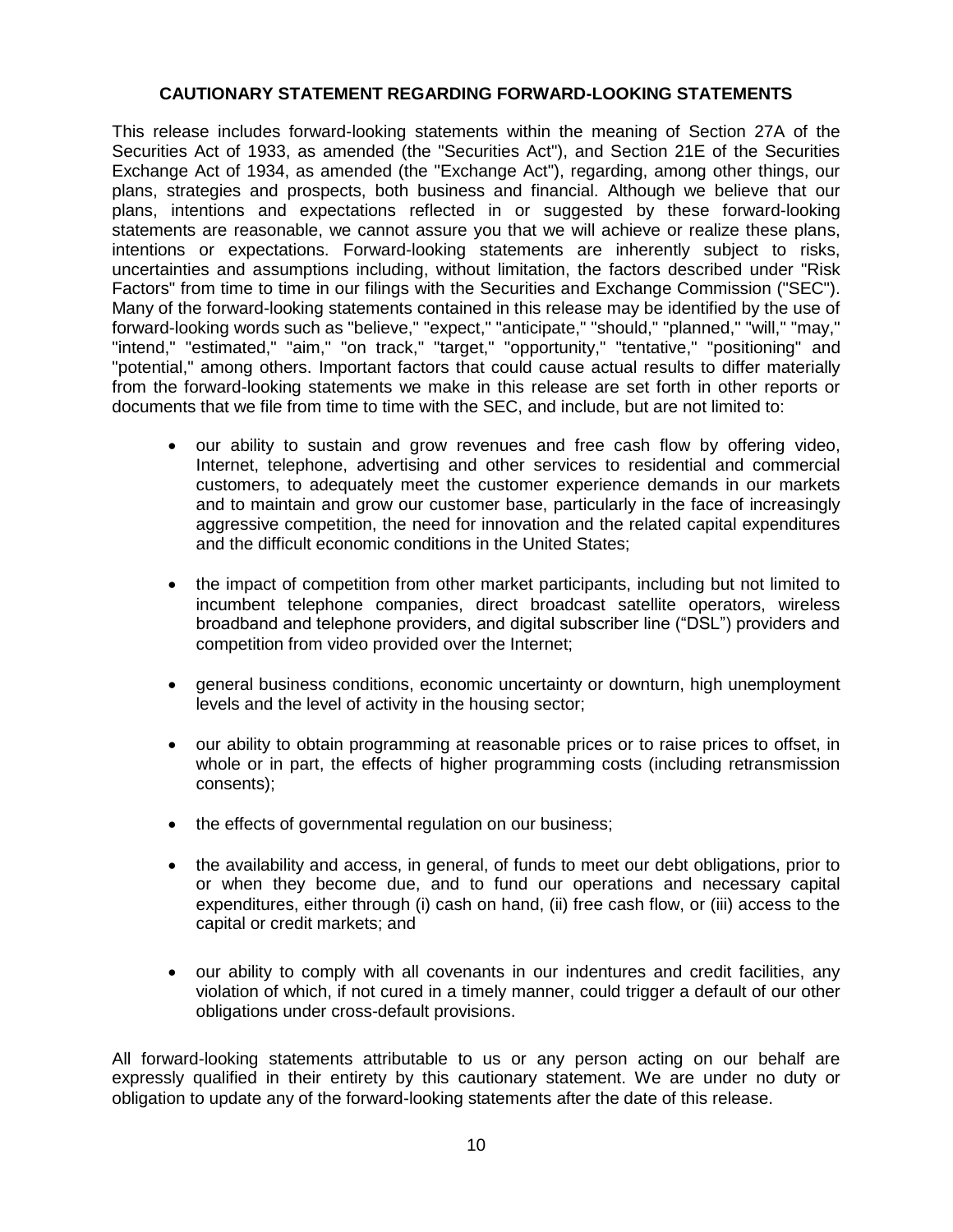## CAUTIONARY STATEMENT REGARDING FORWARD-LOOKING STATEMENTS

This release includes forward-looking statements within the meaning of Section 27A of the Securities Act of 1933, as amended (the "Securities Act"), and Section 21E of the Securities Exchange Act of 1934, as amended (the "Exchange Act"), regarding, among other things, our plans, strategies and prospects, both business and financial. Although we believe that our plans, intentions and expectations reflected in or suggested by these forward-looking statements are reasonable, we cannot assure you that we will achieve or realize these plans, intentions or expectations. Forward-looking statements are inherently subject to risks, uncertainties and assumptions including, without limitation, the factors described under "Risk Factors" from time to time in our filings with the Securities and Exchange Commission ("SEC"). Many of the forward-looking statements contained in this release may be identified by the use of forward-looking words such as "believe," "expect," "anticipate," "should," "planned," "will," "may," "intend," "estimated," "aim," "on track," "target," "opportunity," "tentative," "positioning" and "potential," among others. Important factors that could cause actual results to differ materially from the forward-looking statements we make in this release are set forth in other reports or documents that we file from time to time with the SEC, and include, but are not limited to:

- our ability to sustain and grow revenues and free cash flow by offering video, Internet, telephone, advertising and other services to residential and commercial customers, to adequately meet the customer experience demands in our markets and to maintain and grow our customer base, particularly in the face of increasingly aggressive competition, the need for innovation and the related capital expenditures and the difficult economic conditions in the United States;
- the impact of competition from other market participants, including but not limited to incumbent telephone companies, direct broadcast satellite operators, wireless broadband and telephone providers, and digital subscriber line ("DSL") providers and competition from video provided over the Internet;
- general business conditions, economic uncertainty or downturn, high unemployment levels and the level of activity in the housing sector;
- our ability to obtain programming at reasonable prices or to raise prices to offset, in whole or in part, the effects of higher programming costs (including retransmission consents);
- the effects of governmental regulation on our business;
- the availability and access, in general, of funds to meet our debt obligations, prior to or when they become due, and to fund our operations and necessary capital expenditures, either through (i) cash on hand, (ii) free cash flow, or (iii) access to the capital or credit markets; and
- our ability to comply with all covenants in our indentures and credit facilities, any violation of which, if not cured in a timely manner, could trigger a default of our other obligations under cross-default provisions.

All forward-looking statements attributable to us or any person acting on our behalf are expressly qualified in their entirety by this cautionary statement. We are under no duty or obligation to update any of the forward-looking statements after the date of this release.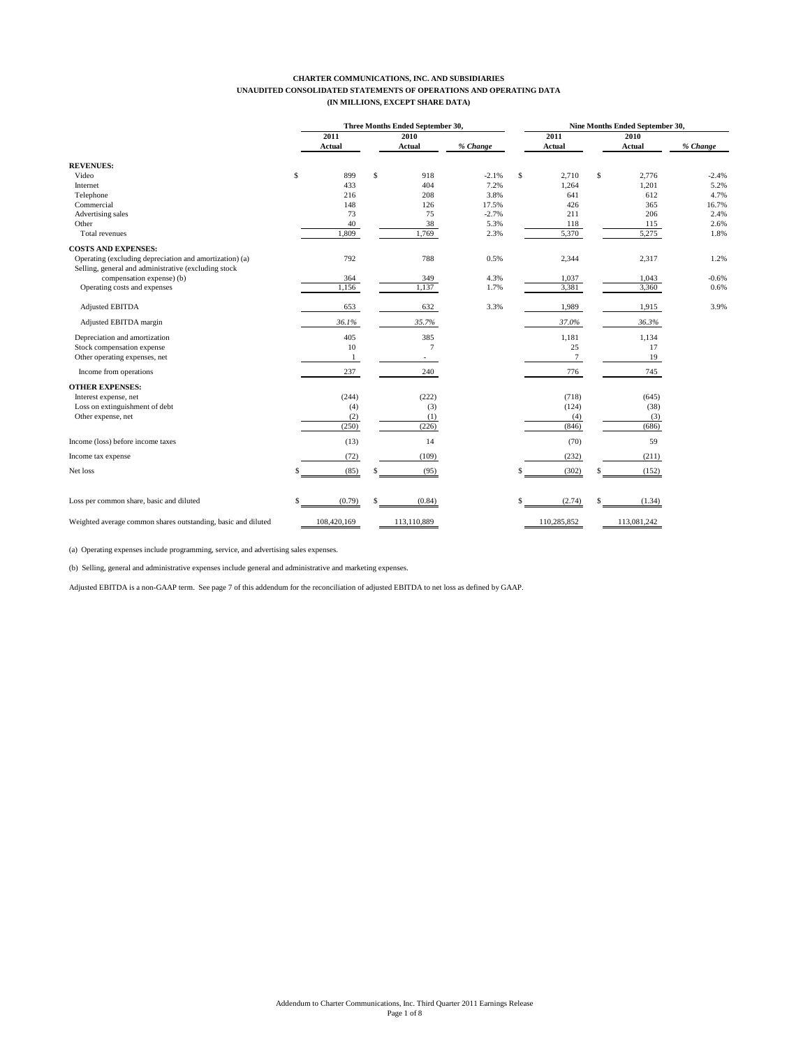**CHARTER COMMUNICATIONS, INC. AND SUBSIDIARIES**
**UNAUDITED CONSOLIDATED STATEMENTS OF OPERATIONS AND OPERATING DATA**
**(IN MILLIONS, EXCEPT SHARE DATA)**

| | Three Months Ended September 30, | | | Nine Months Ended September 30, | | |
|---|---|---|---|---|---|---|
| | 2011 Actual | 2010 Actual | % Change | 2011 Actual | 2010 Actual | % Change |
| **REVENUES:** | | | | | | |
| Video | $ 899 | $ 918 | -2.1% | $ 2,710 | $ 2,776 | -2.4% |
| Internet | 433 | 404 | 7.2% | 1,264 | 1,201 | 5.2% |
| Telephone | 216 | 208 | 3.8% | 641 | 612 | 4.7% |
| Commercial | 148 | 126 | 17.5% | 426 | 365 | 16.7% |
| Advertising sales | 73 | 75 | -2.7% | 211 | 206 | 2.4% |
| Other | 40 | 38 | 5.3% | 118 | 115 | 2.6% |
| Total revenues | 1,809 | 1,769 | 2.3% | 5,370 | 5,275 | 1.8% |
| **COSTS AND EXPENSES:** | | | | | | |
| Operating (excluding depreciation and amortization) (a) | 792 | 788 | 0.5% | 2,344 | 2,317 | 1.2% |
| Selling, general and administrative (excluding stock compensation expense) (b) | 364 | 349 | 4.3% | 1,037 | 1,043 | -0.6% |
| Operating costs and expenses | 1,156 | 1,137 | 1.7% | 3,381 | 3,360 | 0.6% |
| Adjusted EBITDA | 653 | 632 | 3.3% | 1,989 | 1,915 | 3.9% |
| Adjusted EBITDA margin | *36.1%* | *35.7%* | | *37.0%* | *36.3%* | |
| Depreciation and amortization | 405 | 385 | | 1,181 | 1,134 | |
| Stock compensation expense | 10 | 7 | | 25 | 17 | |
| Other operating expenses, net | 1 | - | | 7 | 19 | |
| Income from operations | 237 | 240 | | 776 | 745 | |
| **OTHER EXPENSES:** | | | | | | |
| Interest expense, net | (244) | (222) | | (718) | (645) | |
| Loss on extinguishment of debt | (4) | (3) | | (124) | (38) | |
| Other expense, net | (2) | (1) | | (4) | (3) | |
| | (250) | (226) | | (846) | (686) | |
| Income (loss) before income taxes | (13) | 14 | | (70) | 59 | |
| Income tax expense | (72) | (109) | | (232) | (211) | |
| Net loss | $ (85) | $ (95) | | $ (302) | $ (152) | |
| Loss per common share, basic and diluted | $ (0.79) | $ (0.84) | | $ (2.74) | $ (1.34) | |
| Weighted average common shares outstanding, basic and diluted | 108,420,169 | 113,110,889 | | 110,285,852 | 113,081,242 | |

(a) Operating expenses include programming, service, and advertising sales expenses.

(b) Selling, general and administrative expenses include general and administrative and marketing expenses.

Adjusted EBITDA is a non-GAAP term. See page 7 of this addendum for the reconciliation of adjusted EBITDA to net loss as defined by GAAP.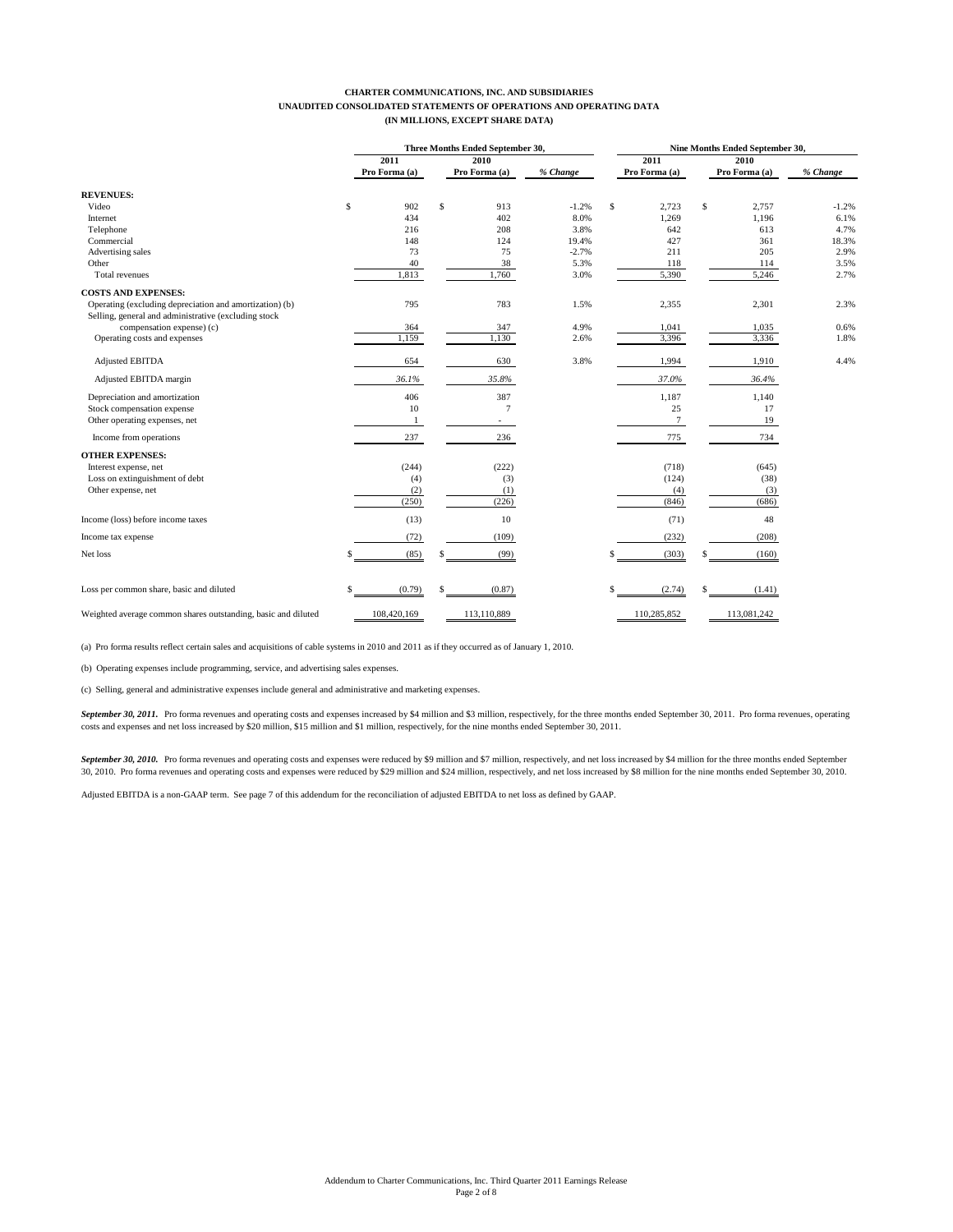**CHARTER COMMUNICATIONS, INC. AND SUBSIDIARIES**
**UNAUDITED CONSOLIDATED STATEMENTS OF OPERATIONS AND OPERATING DATA**
**(IN MILLIONS, EXCEPT SHARE DATA)**

| | Three Months Ended September 30, | | | Nine Months Ended September 30, | | |
|---|---|---|---|---|---|---|
| | 2011 Pro Forma (a) | 2010 Pro Forma (a) | *% Change* | 2011 Pro Forma (a) | 2010 Pro Forma (a) | *% Change* |
| **REVENUES:** | | | | | | |
| Video | $ 902 | $ 913 | -1.2% | $ 2,723 | $ 2,757 | -1.2% |
| Internet | 434 | 402 | 8.0% | 1,269 | 1,196 | 6.1% |
| Telephone | 216 | 208 | 3.8% | 642 | 613 | 4.7% |
| Commercial | 148 | 124 | 19.4% | 427 | 361 | 18.3% |
| Advertising sales | 73 | 75 | -2.7% | 211 | 205 | 2.9% |
| Other | 40 | 38 | 5.3% | 118 | 114 | 3.5% |
| Total revenues | 1,813 | 1,760 | 3.0% | 5,390 | 5,246 | 2.7% |
| **COSTS AND EXPENSES:** | | | | | | |
| Operating (excluding depreciation and amortization) (b) | 795 | 783 | 1.5% | 2,355 | 2,301 | 2.3% |
| Selling, general and administrative (excluding stock compensation expense) (c) | 364 | 347 | 4.9% | 1,041 | 1,035 | 0.6% |
| Operating costs and expenses | 1,159 | 1,130 | 2.6% | 3,396 | 3,336 | 1.8% |
| Adjusted EBITDA | 654 | 630 | 3.8% | 1,994 | 1,910 | 4.4% |
| Adjusted EBITDA margin | *36.1%* | *35.8%* | | *37.0%* | *36.4%* | |
| Depreciation and amortization | 406 | 387 | | 1,187 | 1,140 | |
| Stock compensation expense | 10 | 7 | | 25 | 17 | |
| Other operating expenses, net | 1 | - | | 7 | 19 | |
| Income from operations | 237 | 236 | | 775 | 734 | |
| **OTHER EXPENSES:** | | | | | | |
| Interest expense, net | (244) | (222) | | (718) | (645) | |
| Loss on extinguishment of debt | (4) | (3) | | (124) | (38) | |
| Other expense, net | (2) | (1) | | (4) | (3) | |
| | (250) | (226) | | (846) | (686) | |
| Income (loss) before income taxes | (13) | 10 | | (71) | 48 | |
| Income tax expense | (72) | (109) | | (232) | (208) | |
| Net loss | $ (85) | $ (99) | | $ (303) | $ (160) | |
| Loss per common share, basic and diluted | $ (0.79) | $ (0.87) | | $ (2.74) | $ (1.41) | |
| Weighted average common shares outstanding, basic and diluted | 108,420,169 | 113,110,889 | | 110,285,852 | 113,081,242 | |

(a) Pro forma results reflect certain sales and acquisitions of cable systems in 2010 and 2011 as if they occurred as of January 1, 2010.

(b) Operating expenses include programming, service, and advertising sales expenses.

(c) Selling, general and administrative expenses include general and administrative and marketing expenses.

***September 30, 2011.*** Pro forma revenues and operating costs and expenses increased by $4 million and $3 million, respectively, for the three months ended September 30, 2011. Pro forma revenues, operating costs and expenses and net loss increased by $20 million, $15 million and $1 million, respectively, for the nine months ended September 30, 2011.

***September 30, 2010.*** Pro forma revenues and operating costs and expenses were reduced by $9 million and $7 million, respectively, and net loss increased by $4 million for the three months ended September 30, 2010. Pro forma revenues and operating costs and expenses were reduced by $29 million and $24 million, respectively, and net loss increased by $8 million for the nine months ended September 30, 2010.

Adjusted EBITDA is a non-GAAP term. See page 7 of this addendum for the reconciliation of adjusted EBITDA to net loss as defined by GAAP.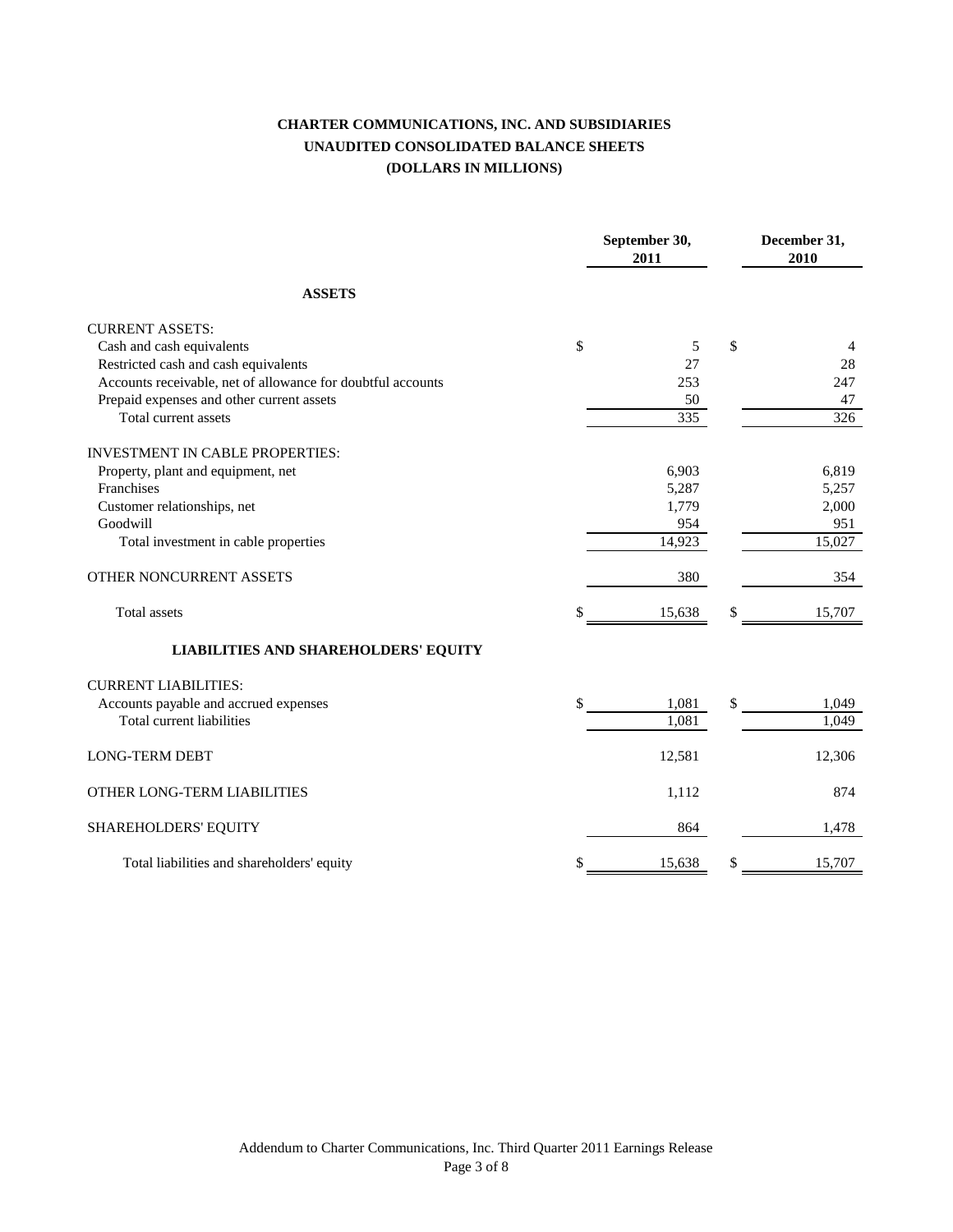# CHARTER COMMUNICATIONS, INC. AND SUBSIDIARIES
## UNAUDITED CONSOLIDATED BALANCE SHEETS
### (DOLLARS IN MILLIONS)

| | September 30, 2011 | December 31, 2010 |
|---|---|---|
| **ASSETS** | | |
| CURRENT ASSETS: | | |
| Cash and cash equivalents | $ 5 | $ 4 |
| Restricted cash and cash equivalents | 27 | 28 |
| Accounts receivable, net of allowance for doubtful accounts | 253 | 247 |
| Prepaid expenses and other current assets | 50 | 47 |
| Total current assets | 335 | 326 |
| INVESTMENT IN CABLE PROPERTIES: | | |
| Property, plant and equipment, net | 6,903 | 6,819 |
| Franchises | 5,287 | 5,257 |
| Customer relationships, net | 1,779 | 2,000 |
| Goodwill | 954 | 951 |
| Total investment in cable properties | 14,923 | 15,027 |
| OTHER NONCURRENT ASSETS | 380 | 354 |
| Total assets | $ 15,638 | $ 15,707 |
| **LIABILITIES AND SHAREHOLDERS' EQUITY** | | |
| CURRENT LIABILITIES: | | |
| Accounts payable and accrued expenses | $ 1,081 | $ 1,049 |
| Total current liabilities | 1,081 | 1,049 |
| LONG-TERM DEBT | 12,581 | 12,306 |
| OTHER LONG-TERM LIABILITIES | 1,112 | 874 |
| SHAREHOLDERS' EQUITY | 864 | 1,478 |
| Total liabilities and shareholders' equity | $ 15,638 | $ 15,707 |

Addendum to Charter Communications, Inc. Third Quarter 2011 Earnings Release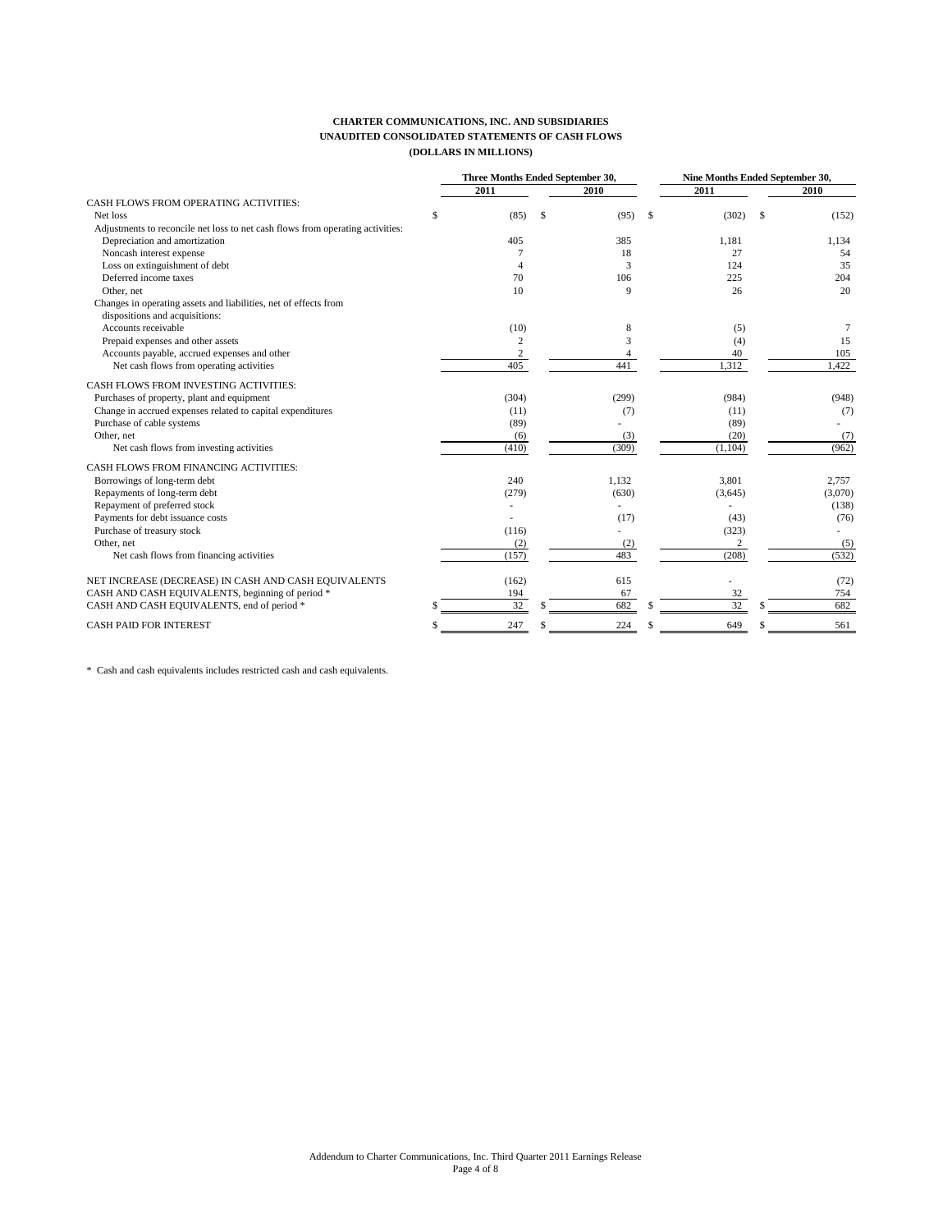**CHARTER COMMUNICATIONS, INC. AND SUBSIDIARIES**
**UNAUDITED CONSOLIDATED STATEMENTS OF CASH FLOWS**
**(DOLLARS IN MILLIONS)**

| | Three Months Ended September 30, | | Nine Months Ended September 30, | |
|---|---|---|---|---|
| | 2011 | 2010 | 2011 | 2010 |
| CASH FLOWS FROM OPERATING ACTIVITIES: | | | | |
| Net loss | $ (85) | $ (95) | $ (302) | $ (152) |
| Adjustments to reconcile net loss to net cash flows from operating activities: | | | | |
| Depreciation and amortization | 405 | 385 | 1,181 | 1,134 |
| Noncash interest expense | 7 | 18 | 27 | 54 |
| Loss on extinguishment of debt | 4 | 3 | 124 | 35 |
| Deferred income taxes | 70 | 106 | 225 | 204 |
| Other, net | 10 | 9 | 26 | 20 |
| Changes in operating assets and liabilities, net of effects from dispositions and acquisitions: | | | | |
| Accounts receivable | (10) | 8 | (5) | 7 |
| Prepaid expenses and other assets | 2 | 3 | (4) | 15 |
| Accounts payable, accrued expenses and other | 2 | 4 | 40 | 105 |
| Net cash flows from operating activities | 405 | 441 | 1,312 | 1,422 |
| CASH FLOWS FROM INVESTING ACTIVITIES: | | | | |
| Purchases of property, plant and equipment | (304) | (299) | (984) | (948) |
| Change in accrued expenses related to capital expenditures | (11) | (7) | (11) | (7) |
| Purchase of cable systems | (89) | - | (89) | - |
| Other, net | (6) | (3) | (20) | (7) |
| Net cash flows from investing activities | (410) | (309) | (1,104) | (962) |
| CASH FLOWS FROM FINANCING ACTIVITIES: | | | | |
| Borrowings of long-term debt | 240 | 1,132 | 3,801 | 2,757 |
| Repayments of long-term debt | (279) | (630) | (3,645) | (3,070) |
| Repayment of preferred stock | - | - | - | (138) |
| Payments for debt issuance costs | - | (17) | (43) | (76) |
| Purchase of treasury stock | (116) | - | (323) | - |
| Other, net | (2) | (2) | 2 | (5) |
| Net cash flows from financing activities | (157) | 483 | (208) | (532) |
| NET INCREASE (DECREASE) IN CASH AND CASH EQUIVALENTS | (162) | 615 | - | (72) |
| CASH AND CASH EQUIVALENTS, beginning of period * | 194 | 67 | 32 | 754 |
| CASH AND CASH EQUIVALENTS, end of period * | $ 32 | $ 682 | $ 32 | $ 682 |
| CASH PAID FOR INTEREST | $ 247 | $ 224 | $ 649 | $ 561 |

\* Cash and cash equivalents includes restricted cash and cash equivalents.

Addendum to Charter Communications, Inc. Third Quarter 2011 Earnings Release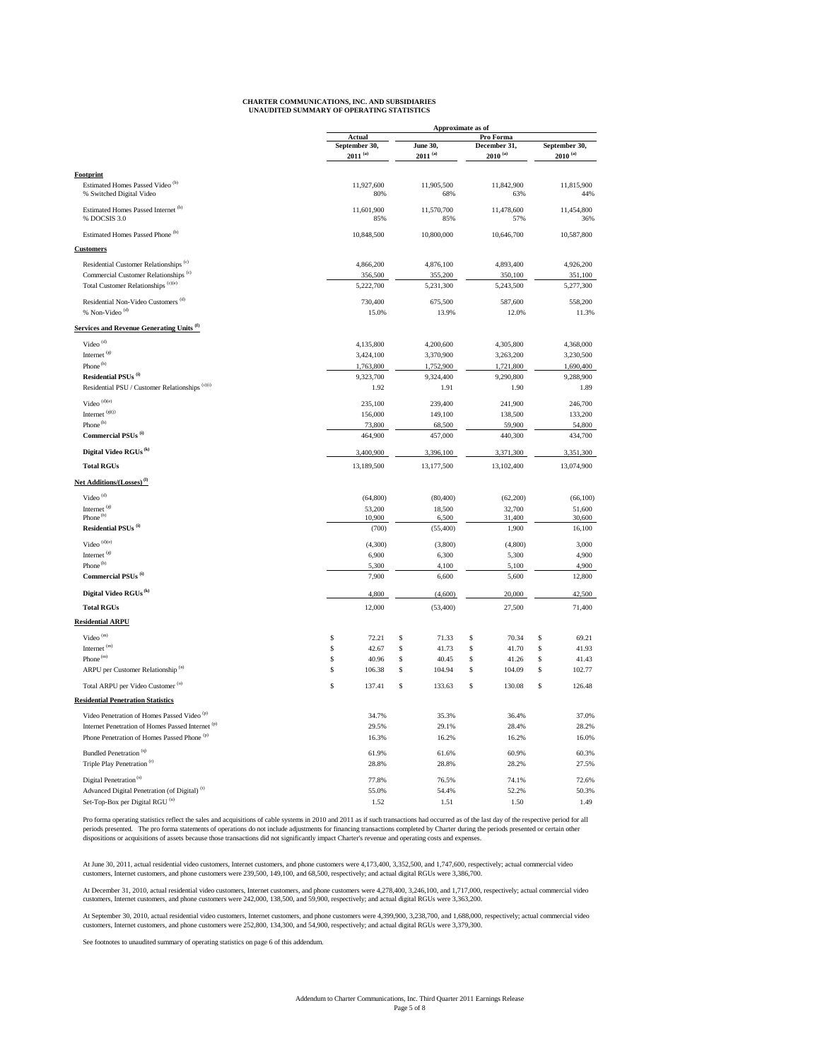**CHARTER COMMUNICATIONS, INC. AND SUBSIDIARIES**
**UNAUDITED SUMMARY OF OPERATING STATISTICS**

| | Approximate as of | | | |
|---|---|---|---|---|
| | Actual | Pro Forma | | |
| | September 30, 2011 [(a)] | June 30, 2011 [(a)] | December 31, 2010 [(a)] | September 30, 2010 [(a)] |
| **Footprint** | | | | |
| Estimated Homes Passed Video [(b)] | 11,927,600 | 11,905,500 | 11,842,900 | 11,815,900 |
| % Switched Digital Video | 80% | 68% | 63% | 44% |
| Estimated Homes Passed Internet [(b)] | 11,601,900 | 11,570,700 | 11,478,600 | 11,454,800 |
| % DOCSIS 3.0 | 85% | 85% | 57% | 36% |
| Estimated Homes Passed Phone [(b)] | 10,848,500 | 10,800,000 | 10,646,700 | 10,587,800 |
| **Customers** | | | | |
| Residential Customer Relationships [(c)] | 4,866,200 | 4,876,100 | 4,893,400 | 4,926,200 |
| Commercial Customer Relationships [(c)] | 356,500 | 355,200 | 350,100 | 351,100 |
| Total Customer Relationships [(c)(e)] | 5,222,700 | 5,231,300 | 5,243,500 | 5,277,300 |
| Residential Non-Video Customers [(d)] | 730,400 | 675,500 | 587,600 | 558,200 |
| % Non-Video [(d)] | 15.0% | 13.9% | 12.0% | 11.3% |
| **Services and Revenue Generating Units [(f)]** | | | | |
| Video [(d)] | 4,135,800 | 4,200,600 | 4,305,800 | 4,368,000 |
| Internet [(g)] | 3,424,100 | 3,370,900 | 3,263,200 | 3,230,500 |
| Phone [(h)] | 1,763,800 | 1,752,900 | 1,721,800 | 1,690,400 |
| **Residential PSUs [(i)]** | 9,323,700 | 9,324,400 | 9,290,800 | 9,288,900 |
| Residential PSU / Customer Relationships [(c)(i)] | 1.92 | 1.91 | 1.90 | 1.89 |
| Video [(d)(e)] | 235,100 | 239,400 | 241,900 | 246,700 |
| Internet [(g)(j)] | 156,000 | 149,100 | 138,500 | 133,200 |
| Phone [(h)] | 73,800 | 68,500 | 59,900 | 54,800 |
| **Commercial PSUs [(i)]** | 464,900 | 457,000 | 440,300 | 434,700 |
| **Digital Video RGUs [(k)]** | 3,400,900 | 3,396,100 | 3,371,300 | 3,351,300 |
| **Total RGUs** | 13,189,500 | 13,177,500 | 13,102,400 | 13,074,900 |
| **Net Additions/(Losses) [(l)]** | | | | |
| Video [(d)] | (64,800) | (80,400) | (62,200) | (66,100) |
| Internet [(g)] | 53,200 | 18,500 | 32,700 | 51,600 |
| Phone [(h)] | 10,900 | 6,500 | 31,400 | 30,600 |
| **Residential PSUs [(i)]** | (700) | (55,400) | 1,900 | 16,100 |
| Video [(d)(e)] | (4,300) | (3,800) | (4,800) | 3,000 |
| Internet [(g)] | 6,900 | 6,300 | 5,300 | 4,900 |
| Phone [(h)] | 5,300 | 4,100 | 5,100 | 4,900 |
| **Commercial PSUs [(i)]** | 7,900 | 6,600 | 5,600 | 12,800 |
| **Digital Video RGUs [(k)]** | 4,800 | (4,600) | 20,000 | 42,500 |
| **Total RGUs** | 12,000 | (53,400) | 27,500 | 71,400 |
| **Residential ARPU** | | | | |
| Video [(m)] | $ 72.21 | $ 71.33 | $ 70.34 | $ 69.21 |
| Internet [(m)] | $ 42.67 | $ 41.73 | $ 41.70 | $ 41.93 |
| Phone [(m)] | $ 40.96 | $ 40.45 | $ 41.26 | $ 41.43 |
| ARPU per Customer Relationship [(n)] | $ 106.38 | $ 104.94 | $ 104.09 | $ 102.77 |
| Total ARPU per Video Customer [(o)] | $ 137.41 | $ 133.63 | $ 130.08 | $ 126.48 |
| **Residential Penetration Statistics** | | | | |
| Video Penetration of Homes Passed Video [(p)] | 34.7% | 35.3% | 36.4% | 37.0% |
| Internet Penetration of Homes Passed Internet [(p)] | 29.5% | 29.1% | 28.4% | 28.2% |
| Phone Penetration of Homes Passed Phone [(p)] | 16.3% | 16.2% | 16.2% | 16.0% |
| Bundled Penetration [(q)] | 61.9% | 61.6% | 60.9% | 60.3% |
| Triple Play Penetration [(r)] | 28.8% | 28.8% | 28.2% | 27.5% |
| Digital Penetration [(s)] | 77.8% | 76.5% | 74.1% | 72.6% |
| Advanced Digital Penetration (of Digital) [(t)] | 55.0% | 54.4% | 52.2% | 50.3% |
| Set-Top-Box per Digital RGU [(u)] | 1.52 | 1.51 | 1.50 | 1.49 |

Pro forma operating statistics reflect the sales and acquisitions of cable systems in 2010 and 2011 as if such transactions had occurred as of the last day of the respective period for all periods presented. The pro forma statements of operations do not include adjustments for financing transactions completed by Charter during the periods presented or certain other dispositions or acquisitions of assets because those transactions did not significantly impact Charter's revenue and operating costs and expenses.

At June 30, 2011, actual residential video customers, Internet customers, and phone customers were 4,173,400, 3,352,500, and 1,747,600, respectively; actual commercial video customers, Internet customers, and phone customers were 239,500, 149,100, and 68,500, respectively; and actual digital RGUs were 3,386,700.

At December 31, 2010, actual residential video customers, Internet customers, and phone customers were 4,278,400, 3,246,100, and 1,717,000, respectively; actual commercial video customers, Internet customers, and phone customers were 242,000, 138,500, and 59,900, respectively; and actual digital RGUs were 3,363,200.

At September 30, 2010, actual residential video customers, Internet customers, and phone customers were 4,399,900, 3,238,700, and 1,688,000, respectively; actual commercial video customers, Internet customers, and phone customers were 252,800, 134,300, and 54,900, respectively; and actual digital RGUs were 3,379,300.

See footnotes to unaudited summary of operating statistics on page 6 of this addendum.

Addendum to Charter Communications, Inc. Third Quarter 2011 Earnings Release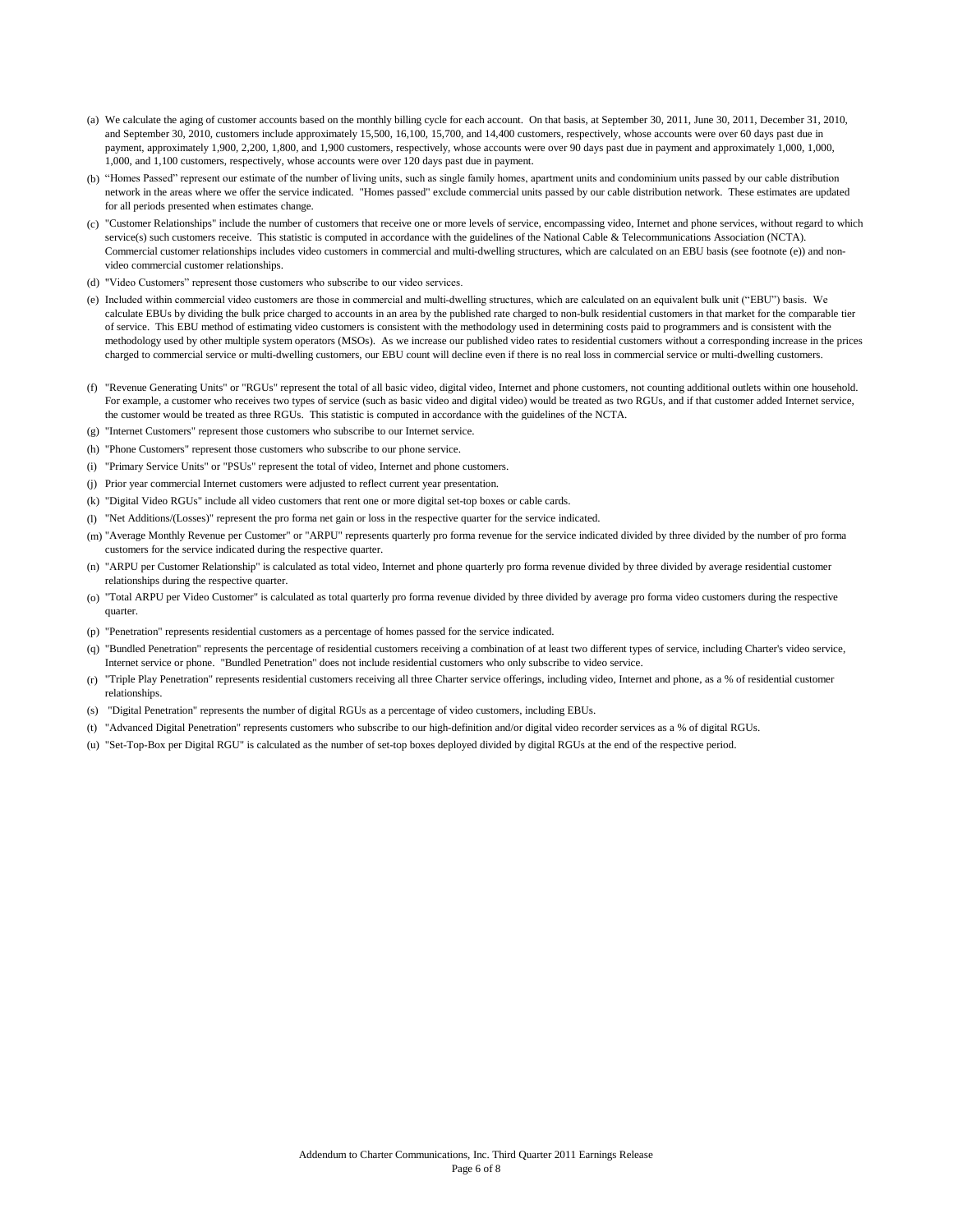(a) We calculate the aging of customer accounts based on the monthly billing cycle for each account. On that basis, at September 30, 2011, June 30, 2011, December 31, 2010, and September 30, 2010, customers include approximately 15,500, 16,100, 15,700, and 14,400 customers, respectively, whose accounts were over 60 days past due in payment, approximately 1,900, 2,200, 1,800, and 1,900 customers, respectively, whose accounts were over 90 days past due in payment and approximately 1,000, 1,000, 1,000, and 1,100 customers, respectively, whose accounts were over 120 days past due in payment.

(b) "Homes Passed" represent our estimate of the number of living units, such as single family homes, apartment units and condominium units passed by our cable distribution network in the areas where we offer the service indicated. "Homes passed" exclude commercial units passed by our cable distribution network. These estimates are updated for all periods presented when estimates change.

(c) "Customer Relationships" include the number of customers that receive one or more levels of service, encompassing video, Internet and phone services, without regard to which service(s) such customers receive. This statistic is computed in accordance with the guidelines of the National Cable & Telecommunications Association (NCTA). Commercial customer relationships includes video customers in commercial and multi-dwelling structures, which are calculated on an EBU basis (see footnote (e)) and non-video commercial customer relationships.

(d) "Video Customers" represent those customers who subscribe to our video services.

(e) Included within commercial video customers are those in commercial and multi-dwelling structures, which are calculated on an equivalent bulk unit ("EBU") basis. We calculate EBUs by dividing the bulk price charged to accounts in an area by the published rate charged to non-bulk residential customers in that market for the comparable tier of service. This EBU method of estimating video customers is consistent with the methodology used in determining costs paid to programmers and is consistent with the methodology used by other multiple system operators (MSOs). As we increase our published video rates to residential customers without a corresponding increase in the prices charged to commercial service or multi-dwelling customers, our EBU count will decline even if there is no real loss in commercial service or multi-dwelling customers.

(f) "Revenue Generating Units" or "RGUs" represent the total of all basic video, digital video, Internet and phone customers, not counting additional outlets within one household. For example, a customer who receives two types of service (such as basic video and digital video) would be treated as two RGUs, and if that customer added Internet service, the customer would be treated as three RGUs. This statistic is computed in accordance with the guidelines of the NCTA.

(g) "Internet Customers" represent those customers who subscribe to our Internet service.

(h) "Phone Customers" represent those customers who subscribe to our phone service.

(i) "Primary Service Units" or "PSUs" represent the total of video, Internet and phone customers.

(j) Prior year commercial Internet customers were adjusted to reflect current year presentation.

(k) "Digital Video RGUs" include all video customers that rent one or more digital set-top boxes or cable cards.

(l) "Net Additions/(Losses)" represent the pro forma net gain or loss in the respective quarter for the service indicated.

(m) "Average Monthly Revenue per Customer" or "ARPU" represents quarterly pro forma revenue for the service indicated divided by three divided by the number of pro forma customers for the service indicated during the respective quarter.

(n) "ARPU per Customer Relationship" is calculated as total video, Internet and phone quarterly pro forma revenue divided by three divided by average residential customer relationships during the respective quarter.

(o) "Total ARPU per Video Customer" is calculated as total quarterly pro forma revenue divided by three divided by average pro forma video customers during the respective quarter.

(p) "Penetration" represents residential customers as a percentage of homes passed for the service indicated.

(q) "Bundled Penetration" represents the percentage of residential customers receiving a combination of at least two different types of service, including Charter's video service, Internet service or phone. "Bundled Penetration" does not include residential customers who only subscribe to video service.

(r) "Triple Play Penetration" represents residential customers receiving all three Charter service offerings, including video, Internet and phone, as a % of residential customer relationships.

(s) "Digital Penetration" represents the number of digital RGUs as a percentage of video customers, including EBUs.

(t) "Advanced Digital Penetration" represents customers who subscribe to our high-definition and/or digital video recorder services as a % of digital RGUs.

(u) "Set-Top-Box per Digital RGU" is calculated as the number of set-top boxes deployed divided by digital RGUs at the end of the respective period.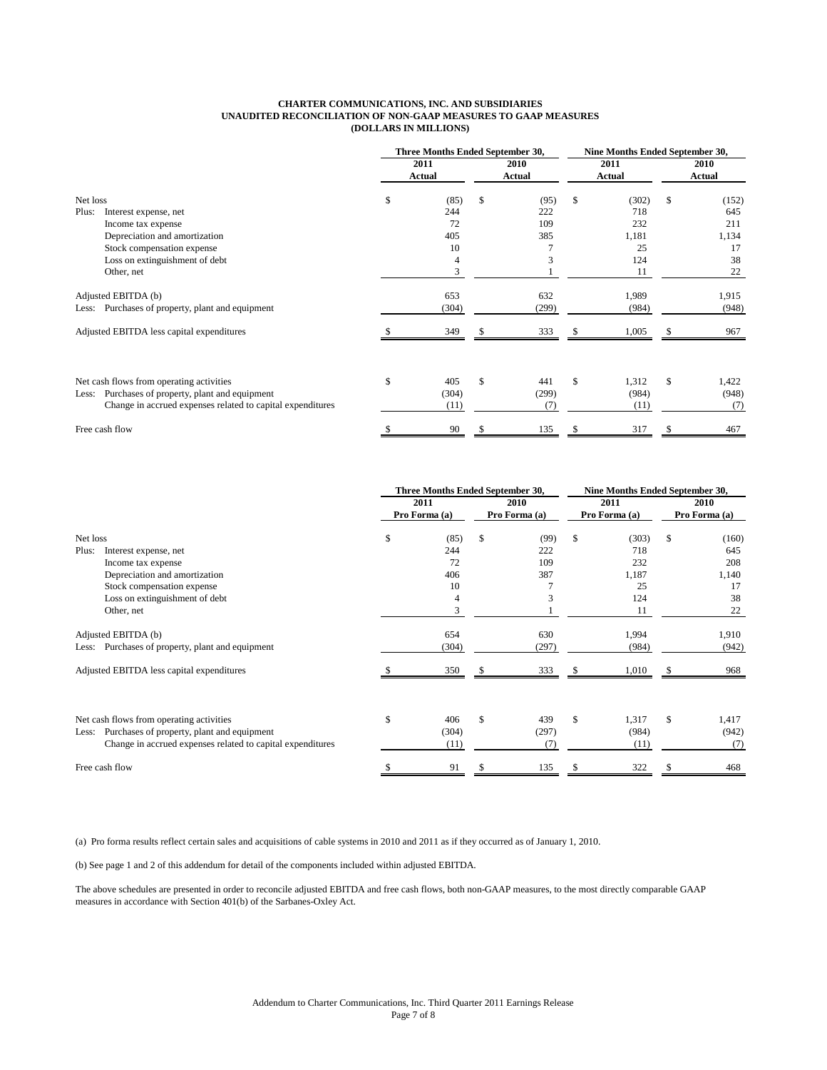**CHARTER COMMUNICATIONS, INC. AND SUBSIDIARIES**
**UNAUDITED RECONCILIATION OF NON-GAAP MEASURES TO GAAP MEASURES**
**(DOLLARS IN MILLIONS)**

| | Three Months Ended September 30, | | Nine Months Ended September 30, | |
|---|---|---|---|---|
| | 2011 Actual | 2010 Actual | 2011 Actual | 2010 Actual |
| Net loss | $ (85) | $ (95) | $ (302) | $ (152) |
| Plus: Interest expense, net | 244 | 222 | 718 | 645 |
| Income tax expense | 72 | 109 | 232 | 211 |
| Depreciation and amortization | 405 | 385 | 1,181 | 1,134 |
| Stock compensation expense | 10 | 7 | 25 | 17 |
| Loss on extinguishment of debt | 4 | 3 | 124 | 38 |
| Other, net | 3 | 1 | 11 | 22 |
| Adjusted EBITDA (b) | 653 | 632 | 1,989 | 1,915 |
| Less: Purchases of property, plant and equipment | (304) | (299) | (984) | (948) |
| Adjusted EBITDA less capital expenditures | $ 349 | $ 333 | $ 1,005 | $ 967 |
| | | | | |
| Net cash flows from operating activities | $ 405 | $ 441 | $ 1,312 | $ 1,422 |
| Less: Purchases of property, plant and equipment | (304) | (299) | (984) | (948) |
| Change in accrued expenses related to capital expenditures | (11) | (7) | (11) | (7) |
| Free cash flow | $ 90 | $ 135 | $ 317 | $ 467 |

| | Three Months Ended September 30, | | Nine Months Ended September 30, | |
|---|---|---|---|---|
| | 2011 Pro Forma (a) | 2010 Pro Forma (a) | 2011 Pro Forma (a) | 2010 Pro Forma (a) |
| Net loss | $ (85) | $ (99) | $ (303) | $ (160) |
| Plus: Interest expense, net | 244 | 222 | 718 | 645 |
| Income tax expense | 72 | 109 | 232 | 208 |
| Depreciation and amortization | 406 | 387 | 1,187 | 1,140 |
| Stock compensation expense | 10 | 7 | 25 | 17 |
| Loss on extinguishment of debt | 4 | 3 | 124 | 38 |
| Other, net | 3 | 1 | 11 | 22 |
| Adjusted EBITDA (b) | 654 | 630 | 1,994 | 1,910 |
| Less: Purchases of property, plant and equipment | (304) | (297) | (984) | (942) |
| Adjusted EBITDA less capital expenditures | $ 350 | $ 333 | $ 1,010 | $ 968 |
| | | | | |
| Net cash flows from operating activities | $ 406 | $ 439 | $ 1,317 | $ 1,417 |
| Less: Purchases of property, plant and equipment | (304) | (297) | (984) | (942) |
| Change in accrued expenses related to capital expenditures | (11) | (7) | (11) | (7) |
| Free cash flow | $ 91 | $ 135 | $ 322 | $ 468 |

(a) Pro forma results reflect certain sales and acquisitions of cable systems in 2010 and 2011 as if they occurred as of January 1, 2010.

(b) See page 1 and 2 of this addendum for detail of the components included within adjusted EBITDA.

The above schedules are presented in order to reconcile adjusted EBITDA and free cash flows, both non-GAAP measures, to the most directly comparable GAAP measures in accordance with Section 401(b) of the Sarbanes-Oxley Act.

Addendum to Charter Communications, Inc. Third Quarter 2011 Earnings Release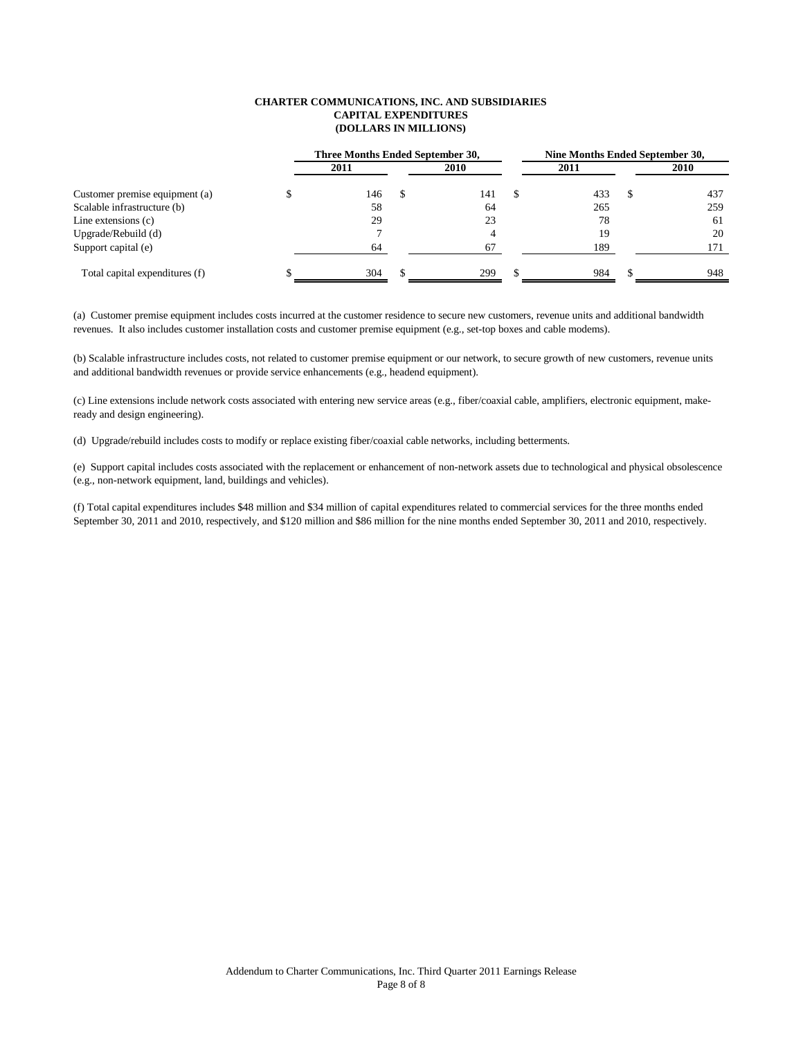**CHARTER COMMUNICATIONS, INC. AND SUBSIDIARIES**
**CAPITAL EXPENDITURES**
**(DOLLARS IN MILLIONS)**

| | Three Months Ended September 30, | | Nine Months Ended September 30, | |
|---|---|---|---|---|
| | 2011 | 2010 | 2011 | 2010 |
| Customer premise equipment (a) | $ 146 | $ 141 | $ 433 | $ 437 |
| Scalable infrastructure (b) | 58 | 64 | 265 | 259 |
| Line extensions (c) | 29 | 23 | 78 | 61 |
| Upgrade/Rebuild (d) | 7 | 4 | 19 | 20 |
| Support capital (e) | 64 | 67 | 189 | 171 |
| Total capital expenditures (f) | $ 304 | $ 299 | $ 984 | $ 948 |

(a) Customer premise equipment includes costs incurred at the customer residence to secure new customers, revenue units and additional bandwidth revenues. It also includes customer installation costs and customer premise equipment (e.g., set-top boxes and cable modems).

(b) Scalable infrastructure includes costs, not related to customer premise equipment or our network, to secure growth of new customers, revenue units and additional bandwidth revenues or provide service enhancements (e.g., headend equipment).

(c) Line extensions include network costs associated with entering new service areas (e.g., fiber/coaxial cable, amplifiers, electronic equipment, make-ready and design engineering).

(d) Upgrade/rebuild includes costs to modify or replace existing fiber/coaxial cable networks, including betterments.

(e) Support capital includes costs associated with the replacement or enhancement of non-network assets due to technological and physical obsolescence (e.g., non-network equipment, land, buildings and vehicles).

(f) Total capital expenditures includes $48 million and $34 million of capital expenditures related to commercial services for the three months ended September 30, 2011 and 2010, respectively, and $120 million and $86 million for the nine months ended September 30, 2011 and 2010, respectively.